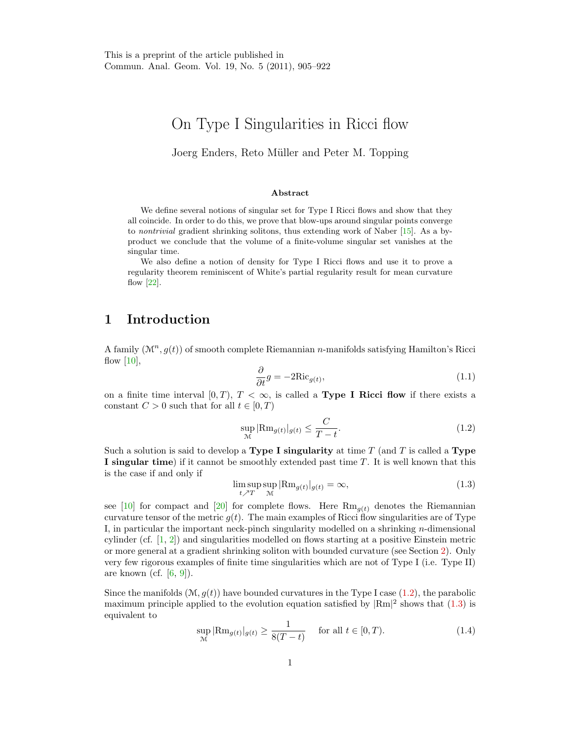This is a preprint of the article published in
Commun. Anal. Geom. Vol. 19, No. 5 (2011), 905–922

# On Type I Singularities in Ricci flow

Joerg Enders, Reto Müller and Peter M. Topping

### Abstract

We define several notions of singular set for Type I Ricci flows and show that they all coincide. In order to do this, we prove that blow-ups around singular points converge to *nontrivial* gradient shrinking solitons, thus extending work of Naber [15]. As a by-product we conclude that the volume of a finite-volume singular set vanishes at the singular time.

We also define a notion of density for Type I Ricci flows and use it to prove a regularity theorem reminiscent of White's partial regularity result for mean curvature flow [22].

## 1 Introduction

A family $(\mathcal{M}^n, g(t))$ of smooth complete Riemannian $n$-manifolds satisfying Hamilton's Ricci flow [10],

$$\frac{\partial}{\partial t} g = -2\mathrm{Ric}_{g(t)}, \tag{1.1}$$

on a finite time interval $[0,T)$, $T < \infty$, is called a **Type I Ricci flow** if there exists a constant $C > 0$ such that for all $t \in [0,T)$

$$\sup_{\mathcal{M}} |\mathrm{Rm}_{g(t)}|_{g(t)} \leq \frac{C}{T-t}. \tag{1.2}$$

Such a solution is said to develop a **Type I singularity** at time $T$ (and $T$ is called a **Type I singular time**) if it cannot be smoothly extended past time $T$. It is well known that this is the case if and only if

$$\limsup_{t \nearrow T} \sup_{\mathcal{M}} |\mathrm{Rm}_{g(t)}|_{g(t)} = \infty, \tag{1.3}$$

see [10] for compact and [20] for complete flows. Here $\mathrm{Rm}_{g(t)}$ denotes the Riemannian curvature tensor of the metric $g(t)$. The main examples of Ricci flow singularities are of Type I, in particular the important neck-pinch singularity modelled on a shrinking $n$-dimensional cylinder (cf. [1, 2]) and singularities modelled on flows starting at a positive Einstein metric or more general at a gradient shrinking soliton with bounded curvature (see Section 2). Only very few rigorous examples of finite time singularities which are not of Type I (i.e. Type II) are known (cf. [6, 9]).

Since the manifolds $(\mathcal{M}, g(t))$ have bounded curvatures in the Type I case (1.2), the parabolic maximum principle applied to the evolution equation satisfied by $|\mathrm{Rm}|^2$ shows that (1.3) is equivalent to

$$\sup_{\mathcal{M}} |\mathrm{Rm}_{g(t)}|_{g(t)} \geq \frac{1}{8(T-t)} \quad \text{for all } t \in [0,T). \tag{1.4}$$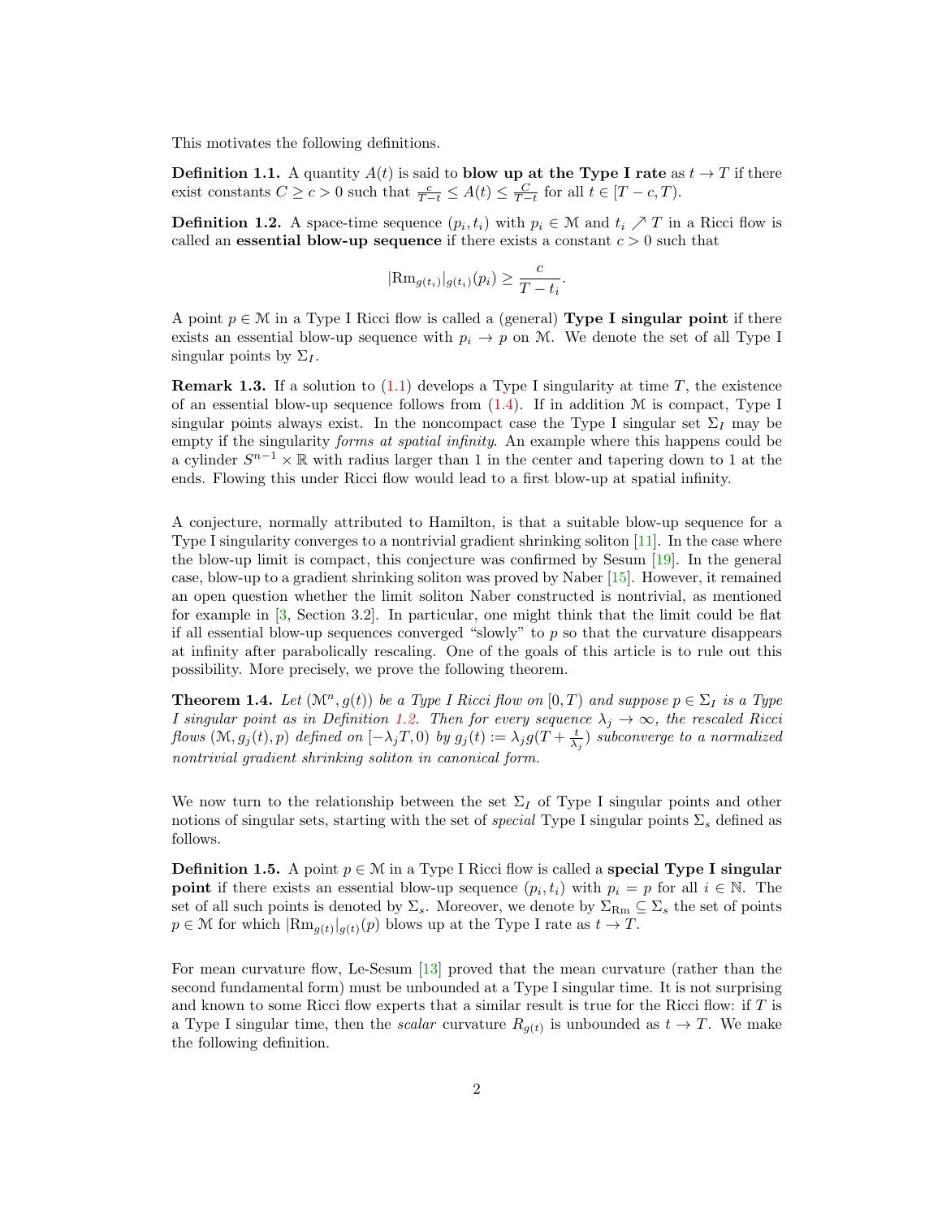This motivates the following definitions.

**Definition 1.1.** A quantity $A(t)$ is said to **blow up at the Type I rate** as $t \to T$ if there exist constants $C \geq c > 0$ such that $\frac{c}{T-t} \leq A(t) \leq \frac{C}{T-t}$ for all $t \in [T-c, T)$.

**Definition 1.2.** A space-time sequence $(p_i, t_i)$ with $p_i \in \mathcal{M}$ and $t_i \nearrow T$ in a Ricci flow is called an **essential blow-up sequence** if there exists a constant $c > 0$ such that

$$|\mathrm{Rm}_{g(t_i)}|_{g(t_i)}(p_i) \geq \frac{c}{T - t_i}.$$

A point $p \in \mathcal{M}$ in a Type I Ricci flow is called a (general) **Type I singular point** if there exists an essential blow-up sequence with $p_i \to p$ on $\mathcal{M}$. We denote the set of all Type I singular points by $\Sigma_I$.

**Remark 1.3.** If a solution to (1.1) develops a Type I singularity at time $T$, the existence of an essential blow-up sequence follows from (1.4). If in addition $\mathcal{M}$ is compact, Type I singular points always exist. In the noncompact case the Type I singular set $\Sigma_I$ may be empty if the singularity *forms at spatial infinity*. An example where this happens could be a cylinder $S^{n-1} \times \mathbb{R}$ with radius larger than 1 in the center and tapering down to 1 at the ends. Flowing this under Ricci flow would lead to a first blow-up at spatial infinity.

A conjecture, normally attributed to Hamilton, is that a suitable blow-up sequence for a Type I singularity converges to a nontrivial gradient shrinking soliton [11]. In the case where the blow-up limit is compact, this conjecture was confirmed by Sesum [19]. In the general case, blow-up to a gradient shrinking soliton was proved by Naber [15]. However, it remained an open question whether the limit soliton Naber constructed is nontrivial, as mentioned for example in [3, Section 3.2]. In particular, one might think that the limit could be flat if all essential blow-up sequences converged "slowly" to $p$ so that the curvature disappears at infinity after parabolically rescaling. One of the goals of this article is to rule out this possibility. More precisely, we prove the following theorem.

**Theorem 1.4.** *Let $(\mathcal{M}^n, g(t))$ be a Type I Ricci flow on $[0, T)$ and suppose $p \in \Sigma_I$ is a Type I singular point as in Definition 1.2. Then for every sequence $\lambda_j \to \infty$, the rescaled Ricci flows $(\mathcal{M}, g_j(t), p)$ defined on $[-\lambda_j T, 0)$ by $g_j(t) := \lambda_j g(T + \frac{t}{\lambda_j})$ subconverge to a normalized nontrivial gradient shrinking soliton in canonical form.*

We now turn to the relationship between the set $\Sigma_I$ of Type I singular points and other notions of singular sets, starting with the set of *special* Type I singular points $\Sigma_s$ defined as follows.

**Definition 1.5.** A point $p \in \mathcal{M}$ in a Type I Ricci flow is called a **special Type I singular point** if there exists an essential blow-up sequence $(p_i, t_i)$ with $p_i = p$ for all $i \in \mathbb{N}$. The set of all such points is denoted by $\Sigma_s$. Moreover, we denote by $\Sigma_{\mathrm{Rm}} \subseteq \Sigma_s$ the set of points $p \in \mathcal{M}$ for which $|\mathrm{Rm}_{g(t)}|_{g(t)}(p)$ blows up at the Type I rate as $t \to T$.

For mean curvature flow, Le-Sesum [13] proved that the mean curvature (rather than the second fundamental form) must be unbounded at a Type I singular time. It is not surprising and known to some Ricci flow experts that a similar result is true for the Ricci flow: if $T$ is a Type I singular time, then the *scalar* curvature $R_{g(t)}$ is unbounded as $t \to T$. We make the following definition.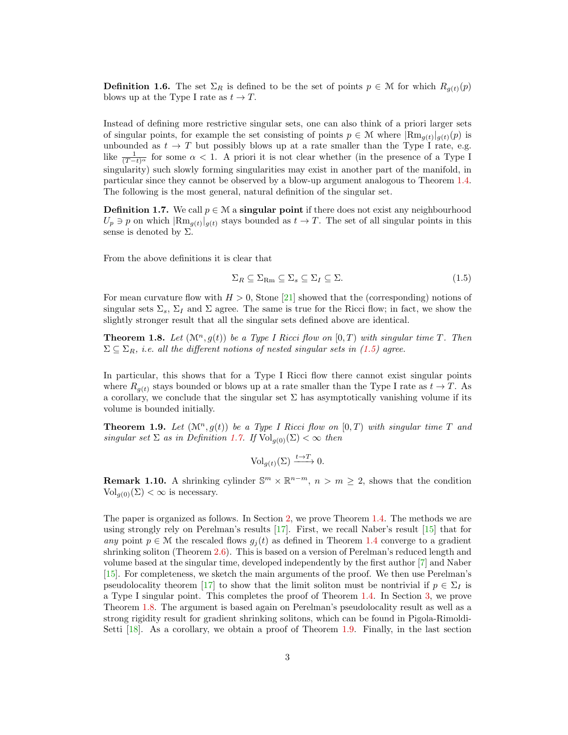**Definition 1.6.** The set $\Sigma_R$ is defined to be the set of points $p \in \mathcal{M}$ for which $R_{g(t)}(p)$ blows up at the Type I rate as $t \to T$.

Instead of defining more restrictive singular sets, one can also think of a priori larger sets of singular points, for example the set consisting of points $p \in \mathcal{M}$ where $|\mathrm{Rm}_{g(t)}|_{g(t)}(p)$ is unbounded as $t \to T$ but possibly blows up at a rate smaller than the Type I rate, e.g. like $\frac{1}{(T-t)^\alpha}$ for some $\alpha < 1$. A priori it is not clear whether (in the presence of a Type I singularity) such slowly forming singularities may exist in another part of the manifold, in particular since they cannot be observed by a blow-up argument analogous to Theorem 1.4. The following is the most general, natural definition of the singular set.

**Definition 1.7.** We call $p \in \mathcal{M}$ a **singular point** if there does not exist any neighbourhood $U_p \ni p$ on which $|\mathrm{Rm}_{g(t)}|_{g(t)}$ stays bounded as $t \to T$. The set of all singular points in this sense is denoted by $\Sigma$.

From the above definitions it is clear that

$$\Sigma_R \subseteq \Sigma_{\mathrm{Rm}} \subseteq \Sigma_s \subseteq \Sigma_I \subseteq \Sigma. \tag{1.5}$$

For mean curvature flow with $H > 0$, Stone [21] showed that the (corresponding) notions of singular sets $\Sigma_s$, $\Sigma_I$ and $\Sigma$ agree. The same is true for the Ricci flow; in fact, we show the slightly stronger result that all the singular sets defined above are identical.

**Theorem 1.8.** *Let $(\mathcal{M}^n, g(t))$ be a Type I Ricci flow on $[0, T)$ with singular time $T$. Then $\Sigma \subseteq \Sigma_R$, i.e. all the different notions of nested singular sets in (1.5) agree.*

In particular, this shows that for a Type I Ricci flow there cannot exist singular points where $R_{g(t)}$ stays bounded or blows up at a rate smaller than the Type I rate as $t \to T$. As a corollary, we conclude that the singular set $\Sigma$ has asymptotically vanishing volume if its volume is bounded initially.

**Theorem 1.9.** *Let $(\mathcal{M}^n, g(t))$ be a Type I Ricci flow on $[0, T)$ with singular time $T$ and singular set $\Sigma$ as in Definition 1.7. If $\mathrm{Vol}_{g(0)}(\Sigma) < \infty$ then*

$$\mathrm{Vol}_{g(t)}(\Sigma) \xrightarrow{t \to T} 0.$$

**Remark 1.10.** A shrinking cylinder $\mathbb{S}^m \times \mathbb{R}^{n-m}$, $n > m \geq 2$, shows that the condition $\mathrm{Vol}_{g(0)}(\Sigma) < \infty$ is necessary.

The paper is organized as follows. In Section 2, we prove Theorem 1.4. The methods we are using strongly rely on Perelman's results [17]. First, we recall Naber's result [15] that for *any* point $p \in \mathcal{M}$ the rescaled flows $g_j(t)$ as defined in Theorem 1.4 converge to a gradient shrinking soliton (Theorem 2.6). This is based on a version of Perelman's reduced length and volume based at the singular time, developed independently by the first author [7] and Naber [15]. For completeness, we sketch the main arguments of the proof. We then use Perelman's pseudolocality theorem [17] to show that the limit soliton must be nontrivial if $p \in \Sigma_I$ is a Type I singular point. This completes the proof of Theorem 1.4. In Section 3, we prove Theorem 1.8. The argument is based again on Perelman's pseudolocality result as well as a strong rigidity result for gradient shrinking solitons, which can be found in Pigola-Rimoldi-Setti [18]. As a corollary, we obtain a proof of Theorem 1.9. Finally, in the last section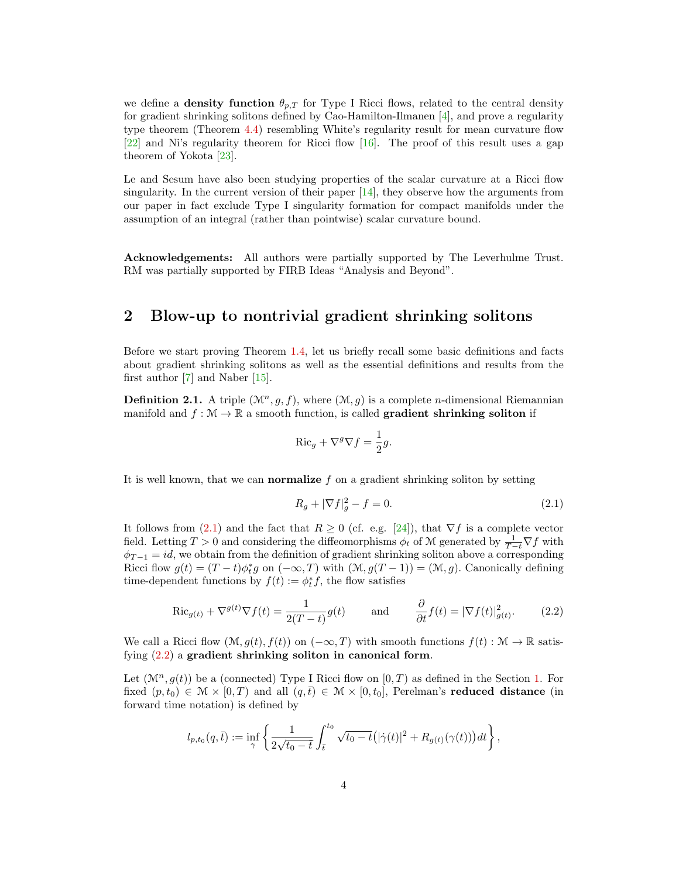we define a **density function** $\theta_{p,T}$ for Type I Ricci flows, related to the central density for gradient shrinking solitons defined by Cao-Hamilton-Ilmanen [4], and prove a regularity type theorem (Theorem 4.4) resembling White's regularity result for mean curvature flow [22] and Ni's regularity theorem for Ricci flow [16]. The proof of this result uses a gap theorem of Yokota [23].

Le and Sesum have also been studying properties of the scalar curvature at a Ricci flow singularity. In the current version of their paper [14], they observe how the arguments from our paper in fact exclude Type I singularity formation for compact manifolds under the assumption of an integral (rather than pointwise) scalar curvature bound.

**Acknowledgements:** All authors were partially supported by The Leverhulme Trust. RM was partially supported by FIRB Ideas "Analysis and Beyond".

## 2 Blow-up to nontrivial gradient shrinking solitons

Before we start proving Theorem 1.4, let us briefly recall some basic definitions and facts about gradient shrinking solitons as well as the essential definitions and results from the first author [7] and Naber [15].

**Definition 2.1.** A triple $(\mathcal{M}^n, g, f)$, where $(\mathcal{M}, g)$ is a complete $n$-dimensional Riemannian manifold and $f : \mathcal{M} \to \mathbb{R}$ a smooth function, is called **gradient shrinking soliton** if

$$\mathrm{Ric}_g + \nabla^g \nabla f = \frac{1}{2} g.$$

It is well known, that we can **normalize** $f$ on a gradient shrinking soliton by setting

$$R_g + |\nabla f|_g^2 - f = 0. \tag{2.1}$$

It follows from (2.1) and the fact that $R \geq 0$ (cf. e.g. [24]), that $\nabla f$ is a complete vector field. Letting $T > 0$ and considering the diffeomorphisms $\phi_t$ of $\mathcal{M}$ generated by $\frac{1}{T-t} \nabla f$ with $\phi_{T-1} = id$, we obtain from the definition of gradient shrinking soliton above a corresponding Ricci flow $g(t) = (T-t)\phi_t^* g$ on $(-\infty, T)$ with $(\mathcal{M}, g(T-1)) = (\mathcal{M}, g)$. Canonically defining time-dependent functions by $f(t) := \phi_t^* f$, the flow satisfies

$$\mathrm{Ric}_{g(t)} + \nabla^{g(t)} \nabla f(t) = \frac{1}{2(T-t)} g(t) \qquad \text{and} \qquad \frac{\partial}{\partial t} f(t) = |\nabla f(t)|_{g(t)}^2. \tag{2.2}$$

We call a Ricci flow $(\mathcal{M}, g(t), f(t))$ on $(-\infty, T)$ with smooth functions $f(t) : \mathcal{M} \to \mathbb{R}$ satisfying (2.2) a **gradient shrinking soliton in canonical form**.

Let $(\mathcal{M}^n, g(t))$ be a (connected) Type I Ricci flow on $[0, T)$ as defined in the Section 1. For fixed $(p, t_0) \in \mathcal{M} \times [0, T)$ and all $(q, \bar{t}) \in \mathcal{M} \times [0, t_0]$, Perelman's **reduced distance** (in forward time notation) is defined by

$$l_{p,t_0}(q, \bar{t}) := \inf_{\gamma} \left\{ \frac{1}{2\sqrt{t_0 - \bar{t}}} \int_{\bar{t}}^{t_0} \sqrt{t_0 - t} \big( |\dot{\gamma}(t)|^2 + R_{g(t)}(\gamma(t)) \big) dt \right\},$$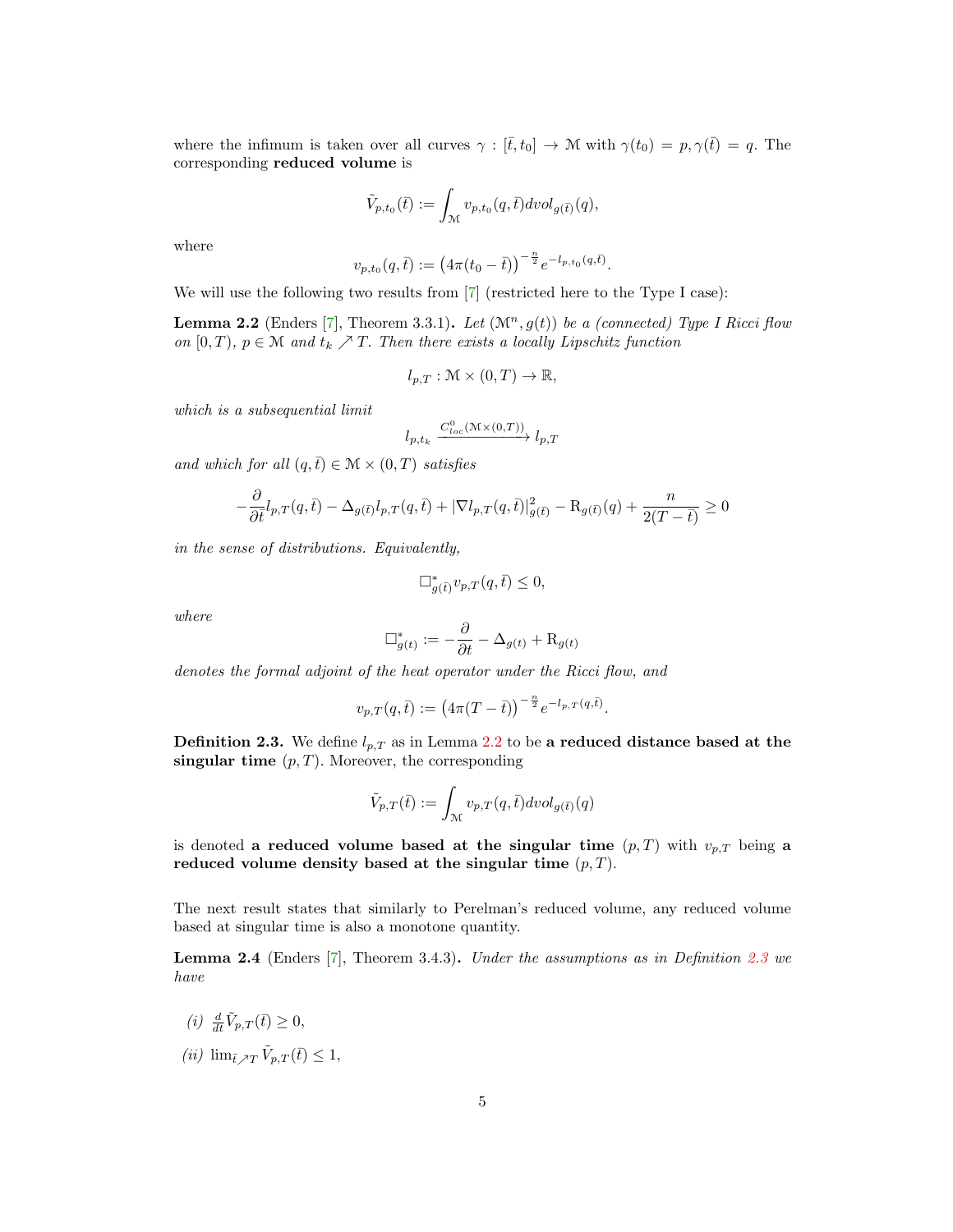where the infimum is taken over all curves $\gamma : [\bar{t}, t_0] \to \mathcal{M}$ with $\gamma(t_0) = p, \gamma(\bar{t}) = q$. The corresponding **reduced volume** is

$$\tilde{V}_{p,t_0}(\bar{t}) := \int_{\mathcal{M}} v_{p,t_0}(q, \bar{t}) dvol_{g(\bar{t})}(q),$$

where

$$v_{p,t_0}(q, \bar{t}) := \left(4\pi(t_0 - \bar{t})\right)^{-\frac{n}{2}} e^{-l_{p,t_0}(q,\bar{t})}.$$

We will use the following two results from [7] (restricted here to the Type I case):

**Lemma 2.2** (Enders [7], Theorem 3.3.1)**.** *Let $(\mathcal{M}^n, g(t))$ be a (connected) Type I Ricci flow on $[0,T)$, $p \in \mathcal{M}$ and $t_k \nearrow T$. Then there exists a locally Lipschitz function*

$$l_{p,T} : \mathcal{M} \times (0,T) \to \mathbb{R},$$

*which is a subsequential limit*

$$l_{p,t_k} \xrightarrow{C^0_{loc}(\mathcal{M}\times(0,T))} l_{p,T}$$

*and which for all $(q, \bar{t}) \in \mathcal{M} \times (0,T)$ satisfies*

$$-\frac{\partial}{\partial \bar{t}} l_{p,T}(q,\bar{t}) - \Delta_{g(\bar{t})} l_{p,T}(q,\bar{t}) + |\nabla l_{p,T}(q,\bar{t})|^2_{g(\bar{t})} - \mathrm{R}_{g(\bar{t})}(q) + \frac{n}{2(T-\bar{t})} \geq 0$$

*in the sense of distributions. Equivalently,*

$$\square^*_{g(\bar{t})} v_{p,T}(q,\bar{t}) \leq 0,$$

*where*

$$\square^*_{g(t)} := -\frac{\partial}{\partial t} - \Delta_{g(t)} + \mathrm{R}_{g(t)}$$

*denotes the formal adjoint of the heat operator under the Ricci flow, and*

$$v_{p,T}(q,\bar{t}) := \left(4\pi(T-\bar{t})\right)^{-\frac{n}{2}} e^{-l_{p,T}(q,\bar{t})}.$$

**Definition 2.3.** We define $l_{p,T}$ as in Lemma 2.2 to be **a reduced distance based at the singular time** $(p,T)$. Moreover, the corresponding

$$\tilde{V}_{p,T}(\bar{t}) := \int_{\mathcal{M}} v_{p,T}(q,\bar{t}) dvol_{g(\bar{t})}(q)$$

is denoted **a reduced volume based at the singular time** $(p,T)$ with $v_{p,T}$ being **a reduced volume density based at the singular time** $(p,T)$.

The next result states that similarly to Perelman's reduced volume, any reduced volume based at singular time is also a monotone quantity.

**Lemma 2.4** (Enders [7], Theorem 3.4.3)**.** *Under the assumptions as in Definition 2.3 we have*

*(i)* $\frac{d}{dt}\tilde{V}_{p,T}(\bar{t}) \geq 0$,

*(ii)* $\lim_{\bar{t}\nearrow T} \tilde{V}_{p,T}(\bar{t}) \leq 1$,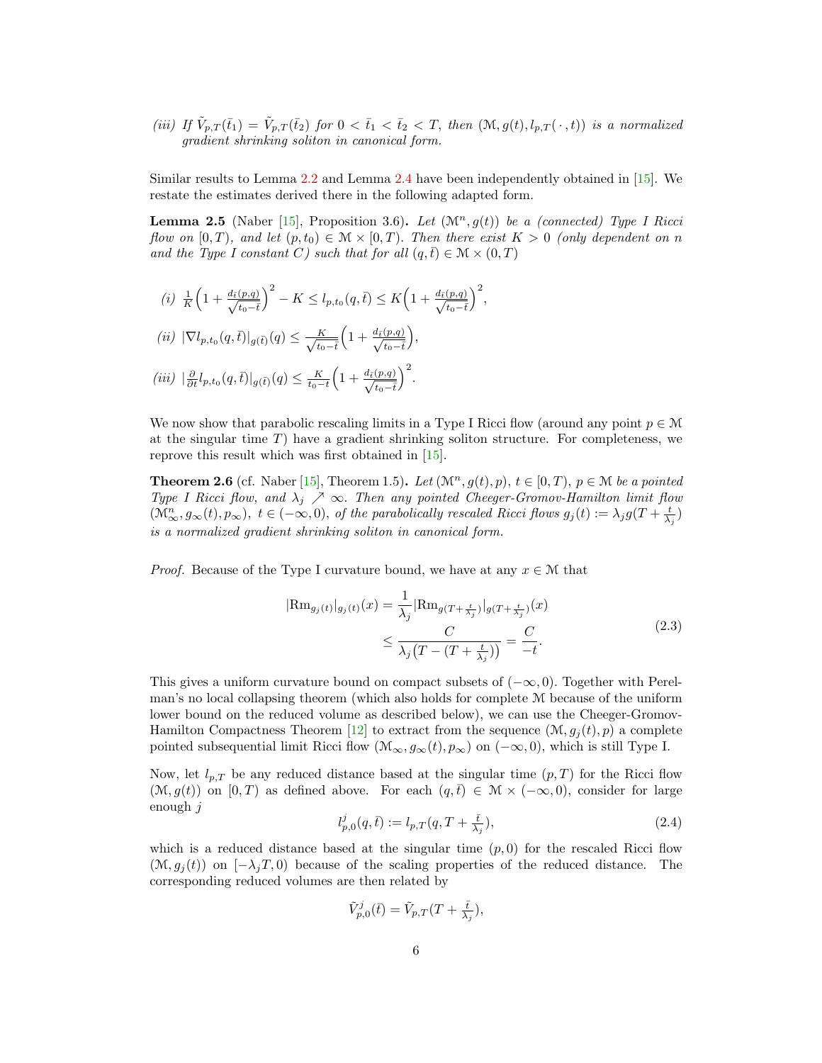*(iii) If $\tilde{V}_{p,T}(\bar{t}_1) = \tilde{V}_{p,T}(\bar{t}_2)$ for $0 < \bar{t}_1 < \bar{t}_2 < T$, then $(\mathcal{M}, g(t), l_{p,T}(\,\cdot\,, t))$ is a normalized gradient shrinking soliton in canonical form.*

Similar results to Lemma 2.2 and Lemma 2.4 have been independently obtained in [15]. We restate the estimates derived there in the following adapted form.

**Lemma 2.5** (Naber [15], Proposition 3.6)**.** *Let $(\mathcal{M}^n, g(t))$ be a (connected) Type I Ricci flow on $[0,T)$, and let $(p, t_0) \in \mathcal{M} \times [0,T)$. Then there exist $K > 0$ (only dependent on $n$ and the Type I constant $C$) such that for all $(q, \bar{t}) \in \mathcal{M} \times (0,T)$*

*(i)* $\frac{1}{K}\Big(1 + \frac{d_{\bar{t}}(p,q)}{\sqrt{t_0 - \bar{t}}}\Big)^2 - K \leq l_{p,t_0}(q, \bar{t}) \leq K\Big(1 + \frac{d_{\bar{t}}(p,q)}{\sqrt{t_0 - \bar{t}}}\Big)^2,$

*(ii)* $|\nabla l_{p,t_0}(q,\bar{t})|_{g(\bar{t})}(q) \leq \frac{K}{\sqrt{t_0 - \bar{t}}}\Big(1 + \frac{d_{\bar{t}}(p,q)}{\sqrt{t_0 - \bar{t}}}\Big),$

*(iii)* $|\frac{\partial}{\partial t} l_{p,t_0}(q,\bar{t})|_{g(\bar{t})}(q) \leq \frac{K}{t_0 - t}\Big(1 + \frac{d_{\bar{t}}(p,q)}{\sqrt{t_0 - \bar{t}}}\Big)^2.$

We now show that parabolic rescaling limits in a Type I Ricci flow (around any point $p \in \mathcal{M}$ at the singular time $T$) have a gradient shrinking soliton structure. For completeness, we reprove this result which was first obtained in [15].

**Theorem 2.6** (cf. Naber [15], Theorem 1.5)**.** *Let $(\mathcal{M}^n, g(t), p)$, $t \in [0,T)$, $p \in \mathcal{M}$ be a pointed Type I Ricci flow, and $\lambda_j \nearrow \infty$. Then any pointed Cheeger-Gromov-Hamilton limit flow $(\mathcal{M}^n_\infty, g_\infty(t), p_\infty)$, $t \in (-\infty, 0)$, of the parabolically rescaled Ricci flows $g_j(t) := \lambda_j g(T + \frac{t}{\lambda_j})$ is a normalized gradient shrinking soliton in canonical form.*

*Proof.* Because of the Type I curvature bound, we have at any $x \in \mathcal{M}$ that

$$\begin{aligned}
|\mathrm{Rm}_{g_j(t)}|_{g_j(t)}(x) &= \frac{1}{\lambda_j}|\mathrm{Rm}_{g(T+\frac{t}{\lambda_j})}|_{g(T+\frac{t}{\lambda_j})}(x) \\
&\leq \frac{C}{\lambda_j\big(T - (T + \frac{t}{\lambda_j})\big)} = \frac{C}{-t}.
\end{aligned} \tag{2.3}$$

This gives a uniform curvature bound on compact subsets of $(-\infty, 0)$. Together with Perelman's no local collapsing theorem (which also holds for complete $\mathcal{M}$ because of the uniform lower bound on the reduced volume as described below), we can use the Cheeger-Gromov-Hamilton Compactness Theorem [12] to extract from the sequence $(\mathcal{M}, g_j(t), p)$ a complete pointed subsequential limit Ricci flow $(\mathcal{M}_\infty, g_\infty(t), p_\infty)$ on $(-\infty, 0)$, which is still Type I.

Now, let $l_{p,T}$ be any reduced distance based at the singular time $(p,T)$ for the Ricci flow $(\mathcal{M}, g(t))$ on $[0,T)$ as defined above. For each $(q, \bar{t}) \in \mathcal{M} \times (-\infty, 0)$, consider for large enough $j$

$$l^j_{p,0}(q,\bar{t}) := l_{p,T}(q, T + \tfrac{\bar{t}}{\lambda_j}), \tag{2.4}$$

which is a reduced distance based at the singular time $(p,0)$ for the rescaled Ricci flow $(\mathcal{M}, g_j(t))$ on $[-\lambda_j T, 0)$ because of the scaling properties of the reduced distance. The corresponding reduced volumes are then related by

$$\tilde{V}^j_{p,0}(\bar{t}) = \tilde{V}_{p,T}(T + \tfrac{\bar{t}}{\lambda_j}),$$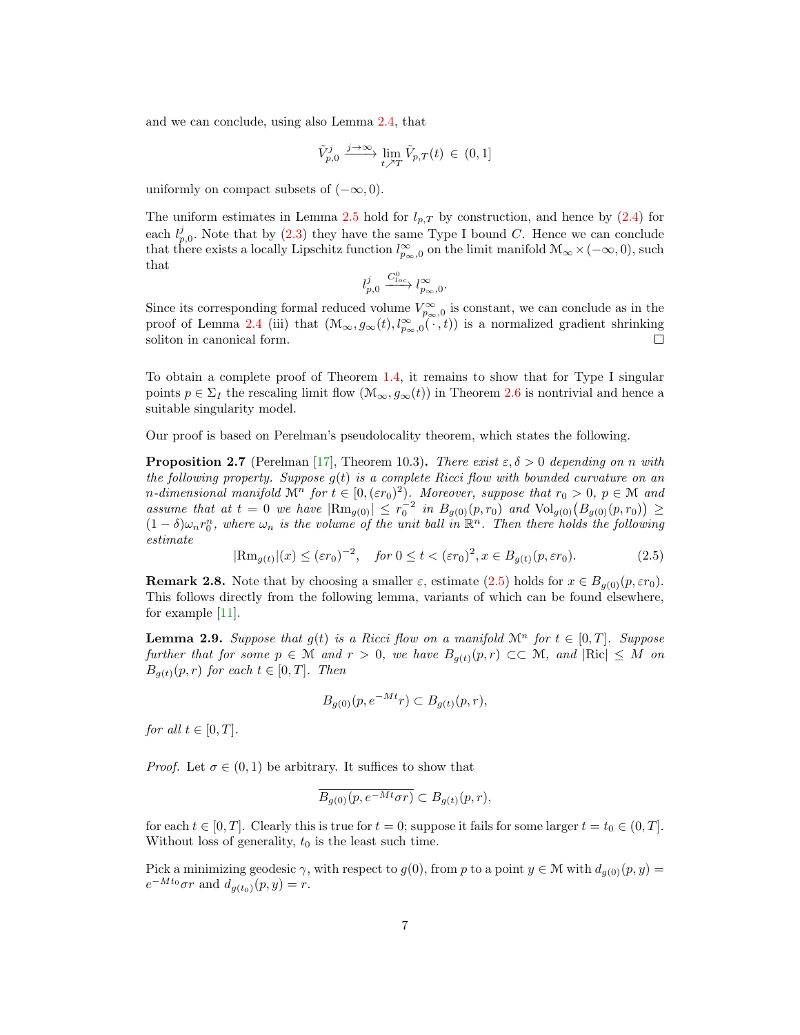and we can conclude, using also Lemma 2.4, that

$$\tilde{V}^j_{p,0} \xrightarrow{j\to\infty} \lim_{t\nearrow T} \tilde{V}_{p,T}(t) \in (0,1]$$

uniformly on compact subsets of $(-\infty, 0)$.

The uniform estimates in Lemma 2.5 hold for $l_{p,T}$ by construction, and hence by (2.4) for each $l^j_{p,0}$. Note that by (2.3) they have the same Type I bound $C$. Hence we can conclude that there exists a locally Lipschitz function $l^\infty_{p_\infty,0}$ on the limit manifold $\mathcal{M}_\infty \times (-\infty, 0)$, such that

$$l^j_{p,0} \xrightarrow{C^0_{loc}} l^\infty_{p_\infty,0}.$$

Since its corresponding formal reduced volume $V^\infty_{p_\infty,0}$ is constant, we can conclude as in the proof of Lemma 2.4 (iii) that $(\mathcal{M}_\infty, g_\infty(t), l^\infty_{p_\infty,0}(\,\cdot\,,t))$ is a normalized gradient shrinking soliton in canonical form. □

To obtain a complete proof of Theorem 1.4, it remains to show that for Type I singular points $p \in \Sigma_I$ the rescaling limit flow $(\mathcal{M}_\infty, g_\infty(t))$ in Theorem 2.6 is nontrivial and hence a suitable singularity model.

Our proof is based on Perelman's pseudolocality theorem, which states the following.

**Proposition 2.7** (Perelman [17], Theorem 10.3)**.** *There exist $\varepsilon, \delta > 0$ depending on $n$ with the following property. Suppose $g(t)$ is a complete Ricci flow with bounded curvature on an $n$-dimensional manifold $\mathcal{M}^n$ for $t \in [0, (\varepsilon r_0)^2)$. Moreover, suppose that $r_0 > 0$, $p \in \mathcal{M}$ and assume that at $t = 0$ we have $|\mathrm{Rm}_{g(0)}| \leq r_0^{-2}$ in $B_{g(0)}(p, r_0)$ and $\mathrm{Vol}_{g(0)}\big(B_{g(0)}(p, r_0)\big) \geq (1-\delta)\omega_n r_0^n$, where $\omega_n$ is the volume of the unit ball in $\mathbb{R}^n$. Then there holds the following estimate*

$$|\mathrm{Rm}_{g(t)}|(x) \leq (\varepsilon r_0)^{-2}, \quad \text{for } 0 \leq t < (\varepsilon r_0)^2, x \in B_{g(t)}(p, \varepsilon r_0). \tag{2.5}$$

**Remark 2.8.** Note that by choosing a smaller $\varepsilon$, estimate (2.5) holds for $x \in B_{g(0)}(p, \varepsilon r_0)$. This follows directly from the following lemma, variants of which can be found elsewhere, for example [11].

**Lemma 2.9.** *Suppose that $g(t)$ is a Ricci flow on a manifold $\mathcal{M}^n$ for $t \in [0, T]$. Suppose further that for some $p \in \mathcal{M}$ and $r > 0$, we have $B_{g(t)}(p, r) \subset\subset \mathcal{M}$, and $|\mathrm{Ric}| \leq M$ on $B_{g(t)}(p, r)$ for each $t \in [0, T]$. Then*

$$B_{g(0)}(p, e^{-Mt} r) \subset B_{g(t)}(p, r),$$

*for all $t \in [0, T]$.*

*Proof.* Let $\sigma \in (0, 1)$ be arbitrary. It suffices to show that

$$\overline{B_{g(0)}(p, e^{-Mt}\sigma r)} \subset B_{g(t)}(p, r),$$

for each $t \in [0, T]$. Clearly this is true for $t = 0$; suppose it fails for some larger $t = t_0 \in (0, T]$. Without loss of generality, $t_0$ is the least such time.

Pick a minimizing geodesic $\gamma$, with respect to $g(0)$, from $p$ to a point $y \in \mathcal{M}$ with $d_{g(0)}(p, y) = e^{-Mt_0}\sigma r$ and $d_{g(t_0)}(p, y) = r$.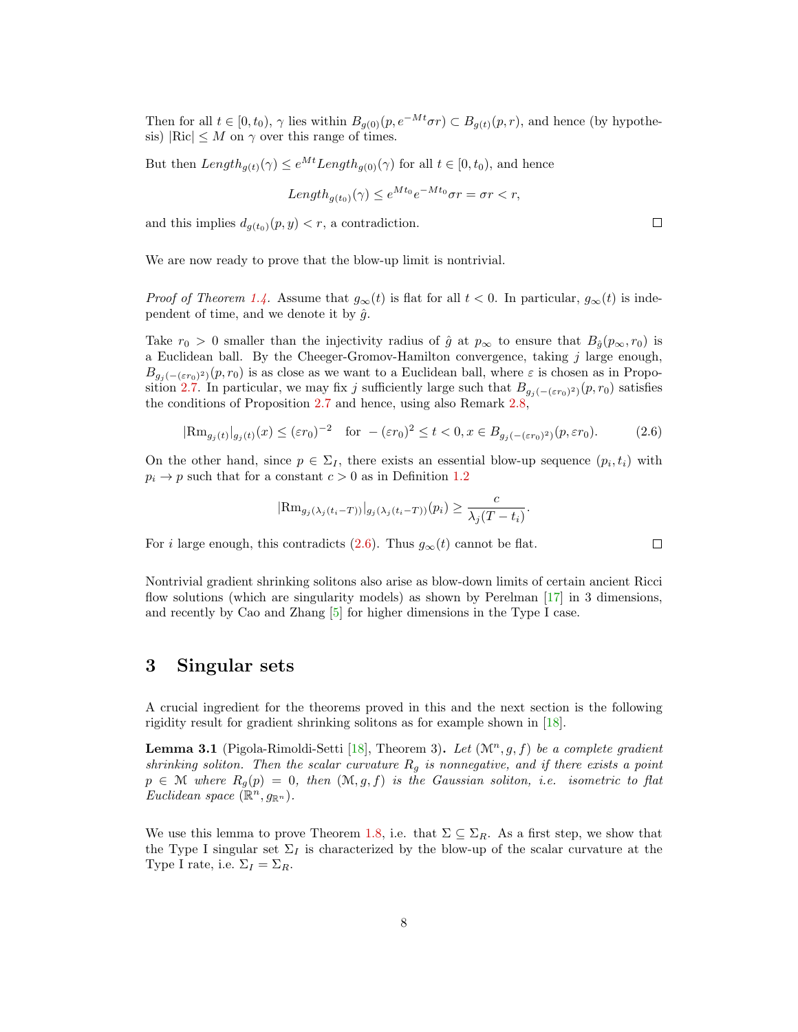Then for all $t \in [0, t_0)$, $\gamma$ lies within $B_{g(0)}(p, e^{-Mt}\sigma r) \subset B_{g(t)}(p, r)$, and hence (by hypothesis) $|\mathrm{Ric}| \leq M$ on $\gamma$ over this range of times.

But then $Length_{g(t)}(\gamma) \leq e^{Mt} Length_{g(0)}(\gamma)$ for all $t \in [0, t_0)$, and hence

$$Length_{g(t_0)}(\gamma) \leq e^{Mt_0} e^{-Mt_0} \sigma r = \sigma r < r,$$

and this implies $d_{g(t_0)}(p, y) < r$, a contradiction. □

We are now ready to prove that the blow-up limit is nontrivial.

*Proof of Theorem 1.4.* Assume that $g_\infty(t)$ is flat for all $t < 0$. In particular, $g_\infty(t)$ is independent of time, and we denote it by $\hat{g}$.

Take $r_0 > 0$ smaller than the injectivity radius of $\hat{g}$ at $p_\infty$ to ensure that $B_{\hat{g}}(p_\infty, r_0)$ is a Euclidean ball. By the Cheeger-Gromov-Hamilton convergence, taking $j$ large enough, $B_{g_j(-(\varepsilon r_0)^2)}(p, r_0)$ is as close as we want to a Euclidean ball, where $\varepsilon$ is chosen as in Proposition 2.7. In particular, we may fix $j$ sufficiently large such that $B_{g_j(-(\varepsilon r_0)^2)}(p, r_0)$ satisfies the conditions of Proposition 2.7 and hence, using also Remark 2.8,

$$|\mathrm{Rm}_{g_j(t)}|_{g_j(t)}(x) \leq (\varepsilon r_0)^{-2} \quad \text{for } -(\varepsilon r_0)^2 \leq t < 0, x \in B_{g_j(-(\varepsilon r_0)^2)}(p, \varepsilon r_0). \tag{2.6}$$

On the other hand, since $p \in \Sigma_I$, there exists an essential blow-up sequence $(p_i, t_i)$ with $p_i \to p$ such that for a constant $c > 0$ as in Definition 1.2

$$|\mathrm{Rm}_{g_j(\lambda_j(t_i - T))}|_{g_j(\lambda_j(t_i - T))}(p_i) \geq \frac{c}{\lambda_j(T - t_i)}.$$

For $i$ large enough, this contradicts (2.6). Thus $g_\infty(t)$ cannot be flat. □

Nontrivial gradient shrinking solitons also arise as blow-down limits of certain ancient Ricci flow solutions (which are singularity models) as shown by Perelman [17] in 3 dimensions, and recently by Cao and Zhang [5] for higher dimensions in the Type I case.

## 3 Singular sets

A crucial ingredient for the theorems proved in this and the next section is the following rigidity result for gradient shrinking solitons as for example shown in [18].

**Lemma 3.1** (Pigola-Rimoldi-Setti [18], Theorem 3)**.** *Let $(\mathcal{M}^n, g, f)$ be a complete gradient shrinking soliton. Then the scalar curvature $R_g$ is nonnegative, and if there exists a point $p \in \mathcal{M}$ where $R_g(p) = 0$, then $(\mathcal{M}, g, f)$ is the Gaussian soliton, i.e. isometric to flat Euclidean space $(\mathbb{R}^n, g_{\mathbb{R}^n})$.*

We use this lemma to prove Theorem 1.8, i.e. that $\Sigma \subseteq \Sigma_R$. As a first step, we show that the Type I singular set $\Sigma_I$ is characterized by the blow-up of the scalar curvature at the Type I rate, i.e. $\Sigma_I = \Sigma_R$.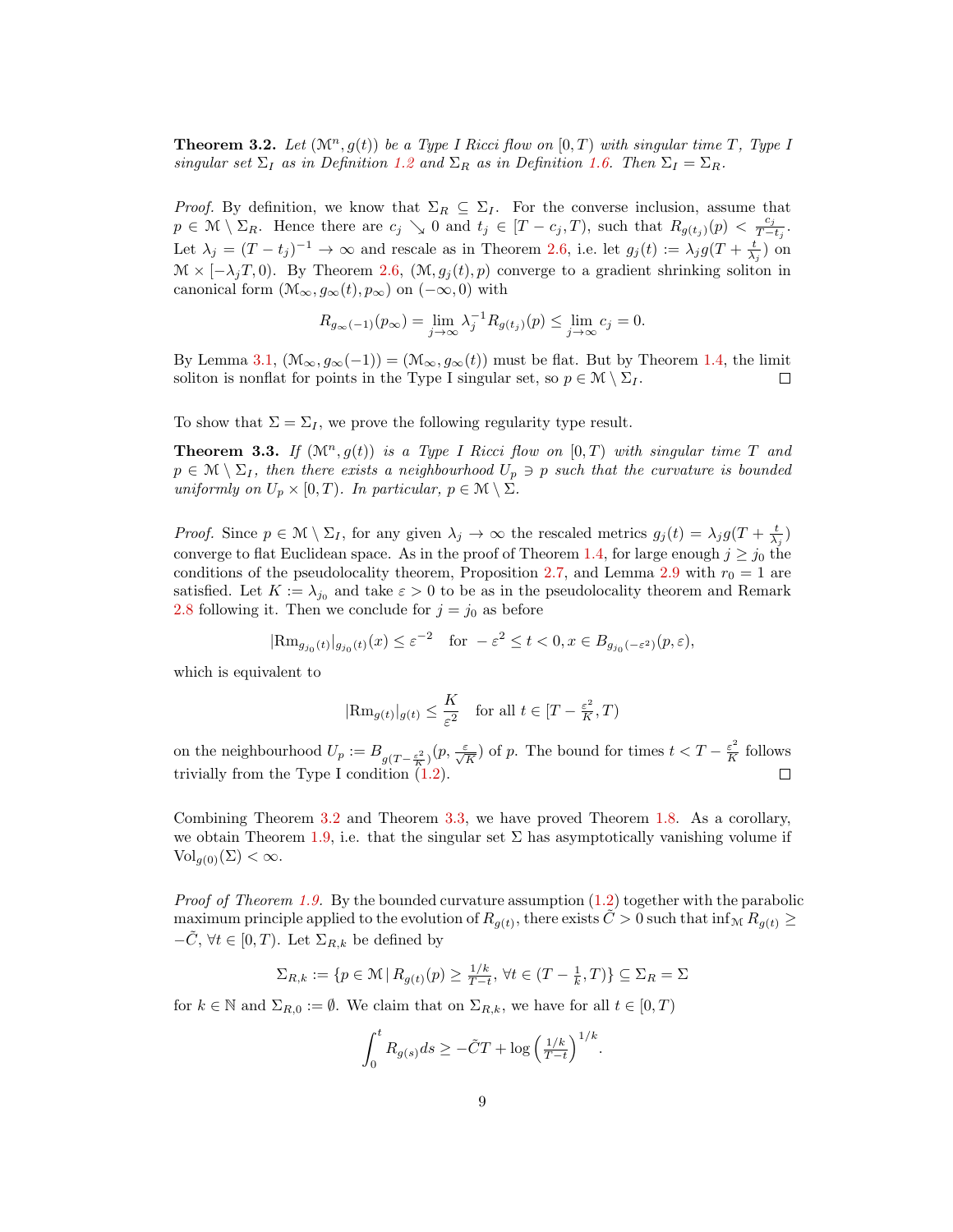**Theorem 3.2.** *Let $(\mathcal{M}^n, g(t))$ be a Type I Ricci flow on $[0,T)$ with singular time $T$, Type I singular set $\Sigma_I$ as in Definition 1.2 and $\Sigma_R$ as in Definition 1.6. Then $\Sigma_I = \Sigma_R$.*

*Proof.* By definition, we know that $\Sigma_R \subseteq \Sigma_I$. For the converse inclusion, assume that $p \in \mathcal{M} \setminus \Sigma_R$. Hence there are $c_j \searrow 0$ and $t_j \in [T - c_j, T)$, such that $R_{g(t_j)}(p) < \frac{c_j}{T - t_j}$. Let $\lambda_j = (T - t_j)^{-1} \to \infty$ and rescale as in Theorem 2.6, i.e. let $g_j(t) := \lambda_j g(T + \frac{t}{\lambda_j})$ on $\mathcal{M} \times [-\lambda_j T, 0)$. By Theorem 2.6, $(\mathcal{M}, g_j(t), p)$ converge to a gradient shrinking soliton in canonical form $(\mathcal{M}_\infty, g_\infty(t), p_\infty)$ on $(-\infty, 0)$ with

$$R_{g_\infty(-1)}(p_\infty) = \lim_{j\to\infty} \lambda_j^{-1} R_{g(t_j)}(p) \leq \lim_{j\to\infty} c_j = 0.$$

By Lemma 3.1, $(\mathcal{M}_\infty, g_\infty(-1)) = (\mathcal{M}_\infty, g_\infty(t))$ must be flat. But by Theorem 1.4, the limit soliton is nonflat for points in the Type I singular set, so $p \in \mathcal{M} \setminus \Sigma_I$. $\square$

To show that $\Sigma = \Sigma_I$, we prove the following regularity type result.

**Theorem 3.3.** *If $(\mathcal{M}^n, g(t))$ is a Type I Ricci flow on $[0,T)$ with singular time $T$ and $p \in \mathcal{M} \setminus \Sigma_I$, then there exists a neighbourhood $U_p \ni p$ such that the curvature is bounded uniformly on $U_p \times [0,T)$. In particular, $p \in \mathcal{M} \setminus \Sigma$.*

*Proof.* Since $p \in \mathcal{M} \setminus \Sigma_I$, for any given $\lambda_j \to \infty$ the rescaled metrics $g_j(t) = \lambda_j g(T + \frac{t}{\lambda_j})$ converge to flat Euclidean space. As in the proof of Theorem 1.4, for large enough $j \geq j_0$ the conditions of the pseudolocality theorem, Proposition 2.7, and Lemma 2.9 with $r_0 = 1$ are satisfied. Let $K := \lambda_{j_0}$ and take $\varepsilon > 0$ to be as in the pseudolocality theorem and Remark 2.8 following it. Then we conclude for $j = j_0$ as before

$$|\mathrm{Rm}_{g_{j_0}(t)}|_{g_{j_0}(t)}(x) \leq \varepsilon^{-2} \quad \text{for } -\varepsilon^2 \leq t < 0, x \in B_{g_{j_0}(-\varepsilon^2)}(p, \varepsilon),$$

which is equivalent to

$$|\mathrm{Rm}_{g(t)}|_{g(t)} \leq \frac{K}{\varepsilon^2} \quad \text{for all } t \in [T - \tfrac{\varepsilon^2}{K}, T)$$

on the neighbourhood $U_p := B_{g(T - \frac{\varepsilon^2}{K})}(p, \frac{\varepsilon}{\sqrt{K}})$ of $p$. The bound for times $t < T - \frac{\varepsilon^2}{K}$ follows trivially from the Type I condition (1.2). $\square$

Combining Theorem 3.2 and Theorem 3.3, we have proved Theorem 1.8. As a corollary, we obtain Theorem 1.9, i.e. that the singular set $\Sigma$ has asymptotically vanishing volume if $\mathrm{Vol}_{g(0)}(\Sigma) < \infty$.

*Proof of Theorem 1.9.* By the bounded curvature assumption (1.2) together with the parabolic maximum principle applied to the evolution of $R_{g(t)}$, there exists $\tilde{C} > 0$ such that $\inf_{\mathcal{M}} R_{g(t)} \geq -\tilde{C}$, $\forall t \in [0,T)$. Let $\Sigma_{R,k}$ be defined by

$$\Sigma_{R,k} := \{p \in \mathcal{M} \,|\, R_{g(t)}(p) \geq \tfrac{1/k}{T-t}, \ \forall t \in (T - \tfrac{1}{k}, T)\} \subseteq \Sigma_R = \Sigma$$

for $k \in \mathbb{N}$ and $\Sigma_{R,0} := \emptyset$. We claim that on $\Sigma_{R,k}$, we have for all $t \in [0,T)$

$$\int_0^t R_{g(s)} ds \geq -\tilde{C}T + \log\left(\tfrac{1/k}{T-t}\right)^{1/k}.$$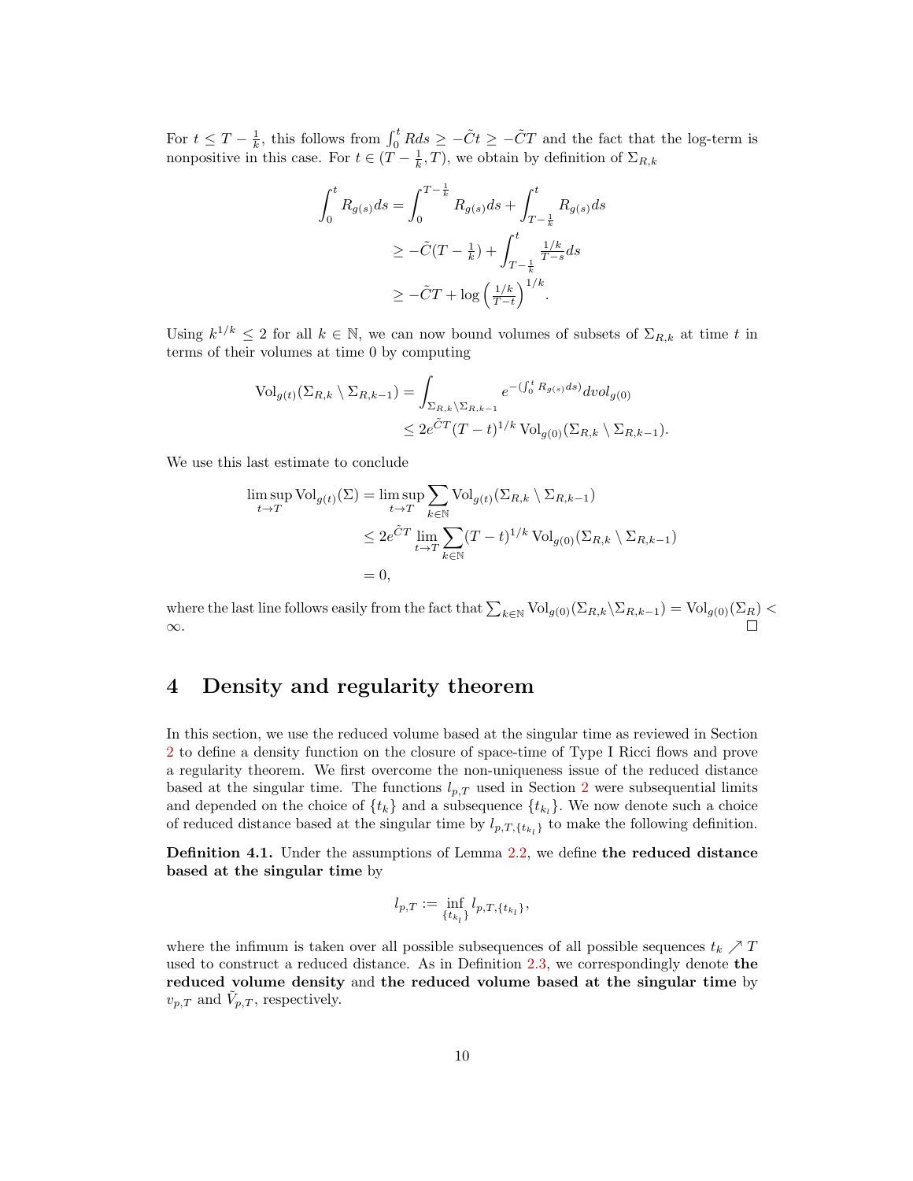For $t \leq T - \frac{1}{k}$, this follows from $\int_0^t R ds \geq -\tilde{C}t \geq -\tilde{C}T$ and the fact that the log-term is nonpositive in this case. For $t \in (T - \frac{1}{k}, T)$, we obtain by definition of $\Sigma_{R,k}$

$$
\begin{aligned}
\int_0^t R_{g(s)} ds &= \int_0^{T-\frac{1}{k}} R_{g(s)} ds + \int_{T-\frac{1}{k}}^t R_{g(s)} ds \\
&\geq -\tilde{C}(T - \tfrac{1}{k}) + \int_{T-\frac{1}{k}}^t \tfrac{1/k}{T-s} ds \\
&\geq -\tilde{C}T + \log \left( \tfrac{1/k}{T-t} \right)^{1/k}.
\end{aligned}
$$

Using $k^{1/k} \leq 2$ for all $k \in \mathbb{N}$, we can now bound volumes of subsets of $\Sigma_{R,k}$ at time $t$ in terms of their volumes at time 0 by computing

$$
\begin{aligned}
\mathrm{Vol}_{g(t)}(\Sigma_{R,k} \setminus \Sigma_{R,k-1}) &= \int_{\Sigma_{R,k} \setminus \Sigma_{R,k-1}} e^{-(\int_0^t R_{g(s)} ds)} dvol_{g(0)} \\
&\leq 2e^{\tilde{C}T}(T-t)^{1/k} \, \mathrm{Vol}_{g(0)}(\Sigma_{R,k} \setminus \Sigma_{R,k-1}).
\end{aligned}
$$

We use this last estimate to conclude

$$
\begin{aligned}
\limsup_{t \to T} \mathrm{Vol}_{g(t)}(\Sigma) &= \limsup_{t \to T} \sum_{k \in \mathbb{N}} \mathrm{Vol}_{g(t)}(\Sigma_{R,k} \setminus \Sigma_{R,k-1}) \\
&\leq 2e^{\tilde{C}T} \lim_{t \to T} \sum_{k \in \mathbb{N}} (T-t)^{1/k} \, \mathrm{Vol}_{g(0)}(\Sigma_{R,k} \setminus \Sigma_{R,k-1}) \\
&= 0,
\end{aligned}
$$

where the last line follows easily from the fact that $\sum_{k \in \mathbb{N}} \mathrm{Vol}_{g(0)}(\Sigma_{R,k} \setminus \Sigma_{R,k-1}) = \mathrm{Vol}_{g(0)}(\Sigma_R) < \infty$. $\square$

# 4 Density and regularity theorem

In this section, we use the reduced volume based at the singular time as reviewed in Section 2 to define a density function on the closure of space-time of Type I Ricci flows and prove a regularity theorem. We first overcome the non-uniqueness issue of the reduced distance based at the singular time. The functions $l_{p,T}$ used in Section 2 were subsequential limits and depended on the choice of $\{t_k\}$ and a subsequence $\{t_{k_l}\}$. We now denote such a choice of reduced distance based at the singular time by $l_{p,T,\{t_{k_l}\}}$ to make the following definition.

**Definition 4.1.** Under the assumptions of Lemma 2.2, we define **the reduced distance based at the singular time** by

$$
l_{p,T} := \inf_{\{t_{k_l}\}} l_{p,T,\{t_{k_l}\}},
$$

where the infimum is taken over all possible subsequences of all possible sequences $t_k \nearrow T$ used to construct a reduced distance. As in Definition 2.3, we correspondingly denote **the reduced volume density** and **the reduced volume based at the singular time** by $v_{p,T}$ and $\tilde{V}_{p,T}$, respectively.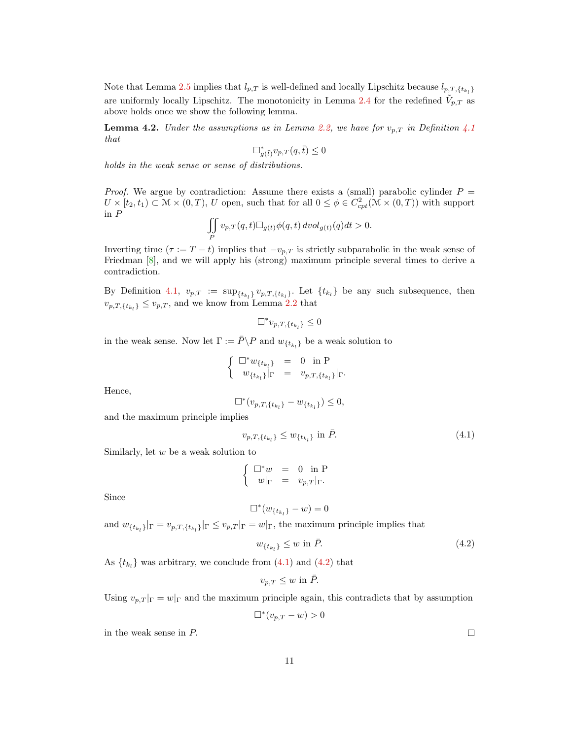Note that Lemma 2.5 implies that $l_{p,T}$ is well-defined and locally Lipschitz because $l_{p,T,\{t_{k_l}\}}$ are uniformly locally Lipschitz. The monotonicity in Lemma 2.4 for the redefined $\tilde{V}_{p,T}$ as above holds once we show the following lemma.

**Lemma 4.2.** *Under the assumptions as in Lemma 2.2, we have for $v_{p,T}$ in Definition 4.1 that*

$$\Box^*_{g(\bar{t})} v_{p,T}(q, \bar{t}) \leq 0$$

*holds in the weak sense or sense of distributions.*

*Proof.* We argue by contradiction: Assume there exists a (small) parabolic cylinder $P = U \times [t_2, t_1) \subset \mathcal{M} \times (0,T)$, $U$ open, such that for all $0 \leq \phi \in C^2_{cpt}(\mathcal{M} \times (0,T))$ with support in $P$

$$\iint\limits_P v_{p,T}(q,t) \Box_{g(t)} \phi(q,t) \, dvol_{g(t)}(q) dt > 0.$$

Inverting time ($\tau := T - t$) implies that $-v_{p,T}$ is strictly subparabolic in the weak sense of Friedman [8], and we will apply his (strong) maximum principle several times to derive a contradiction.

By Definition 4.1, $v_{p,T} := \sup_{\{t_{k_l}\}} v_{p,T,\{t_{k_l}\}}$. Let $\{t_{k_l}\}$ be any such subsequence, then $v_{p,T,\{t_{k_l}\}} \leq v_{p,T}$, and we know from Lemma 2.2 that

$$\Box^* v_{p,T,\{t_{k_l}\}} \leq 0$$

in the weak sense. Now let $\Gamma := \bar{P} \backslash P$ and $w_{\{t_{k_l}\}}$ be a weak solution to

$$\begin{cases} \Box^* w_{\{t_{k_l}\}} & = & 0 \quad \text{in P} \\ w_{\{t_{k_l}\}}|_\Gamma & = & v_{p,T,\{t_{k_l}\}}|_\Gamma. \end{cases}$$

Hence,

$$\Box^* (v_{p,T,\{t_{k_l}\}} - w_{\{t_{k_l}\}}) \leq 0,$$

and the maximum principle implies

$$v_{p,T,\{t_{k_l}\}} \leq w_{\{t_{k_l}\}} \text{ in } \bar{P}. \tag{4.1}$$

Similarly, let $w$ be a weak solution to

$$\begin{cases} \Box^* w & = & 0 \quad \text{in P} \\ w|_\Gamma & = & v_{p,T}|_\Gamma. \end{cases}$$

Since

$$\Box^* (w_{\{t_{k_l}\}} - w) = 0$$

and $w_{\{t_{k_l}\}}|_\Gamma = v_{p,T,\{t_{k_l}\}}|_\Gamma \leq v_{p,T}|_\Gamma = w|_\Gamma$, the maximum principle implies that

$$w_{\{t_{k_l}\}} \leq w \text{ in } \bar{P}. \tag{4.2}$$

As $\{t_{k_l}\}$ was arbitrary, we conclude from (4.1) and (4.2) that

$$v_{p,T} \leq w \text{ in } \bar{P}.$$

Using $v_{p,T}|_\Gamma = w|_\Gamma$ and the maximum principle again, this contradicts that by assumption

$$\Box^* (v_{p,T} - w) > 0$$

in the weak sense in $P$. $\square$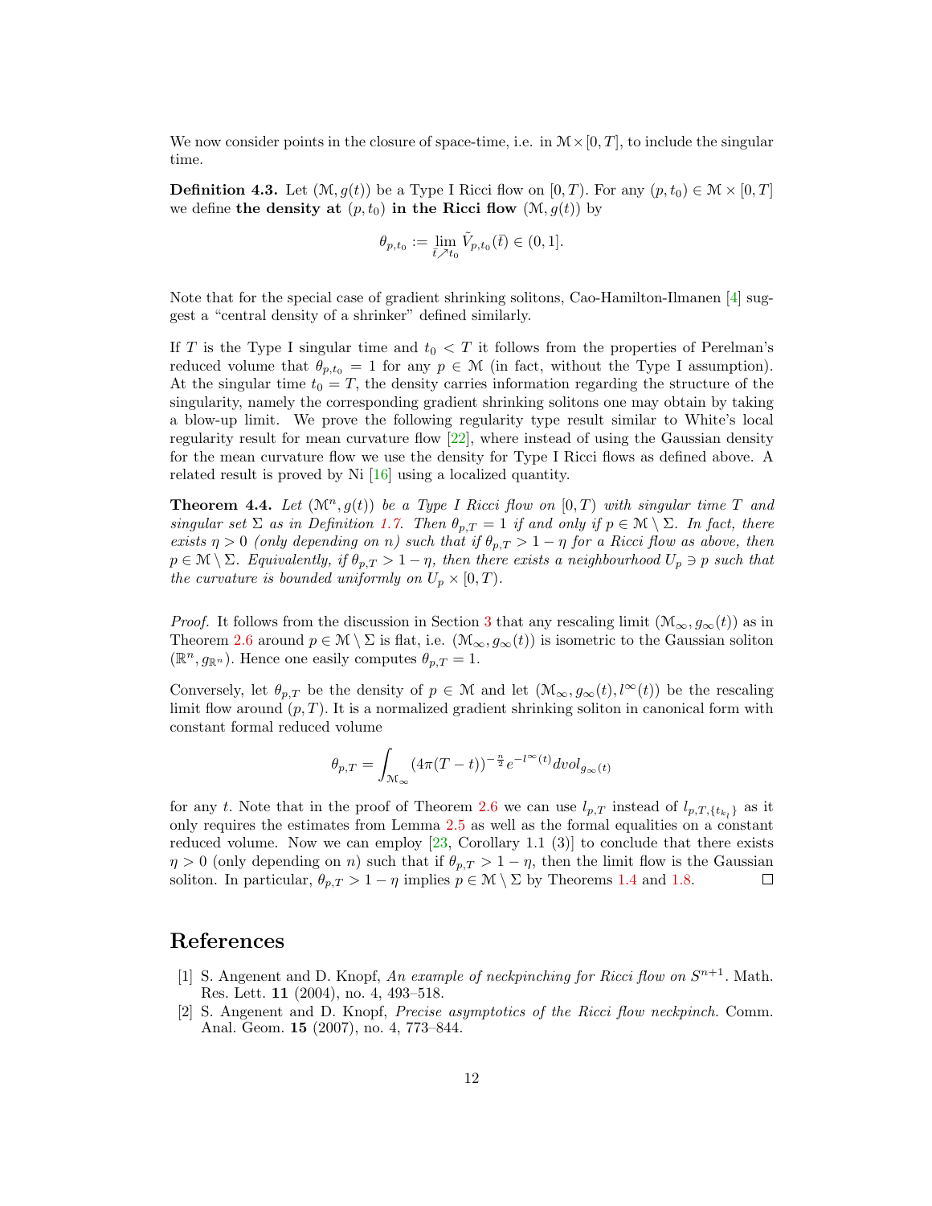We now consider points in the closure of space-time, i.e. in $\mathcal{M} \times [0, T]$, to include the singular time.

**Definition 4.3.** Let $(\mathcal{M}, g(t))$ be a Type I Ricci flow on $[0, T)$. For any $(p, t_0) \in \mathcal{M} \times [0, T]$ we define **the density at** $(p, t_0)$ **in the Ricci flow** $(\mathcal{M}, g(t))$ by

$$\theta_{p,t_0} := \lim_{\bar{t} \nearrow t_0} \tilde{V}_{p,t_0}(\bar{t}) \in (0, 1].$$

Note that for the special case of gradient shrinking solitons, Cao-Hamilton-Ilmanen [4] suggest a "central density of a shrinker" defined similarly.

If $T$ is the Type I singular time and $t_0 < T$ it follows from the properties of Perelman's reduced volume that $\theta_{p,t_0} = 1$ for any $p \in \mathcal{M}$ (in fact, without the Type I assumption). At the singular time $t_0 = T$, the density carries information regarding the structure of the singularity, namely the corresponding gradient shrinking solitons one may obtain by taking a blow-up limit. We prove the following regularity type result similar to White's local regularity result for mean curvature flow [22], where instead of using the Gaussian density for the mean curvature flow we use the density for Type I Ricci flows as defined above. A related result is proved by Ni [16] using a localized quantity.

**Theorem 4.4.** *Let $(\mathcal{M}^n, g(t))$ be a Type I Ricci flow on $[0, T)$ with singular time $T$ and singular set $\Sigma$ as in Definition 1.7. Then $\theta_{p,T} = 1$ if and only if $p \in \mathcal{M} \setminus \Sigma$. In fact, there exists $\eta > 0$ (only depending on $n$) such that if $\theta_{p,T} > 1 - \eta$ for a Ricci flow as above, then $p \in \mathcal{M} \setminus \Sigma$. Equivalently, if $\theta_{p,T} > 1 - \eta$, then there exists a neighbourhood $U_p \ni p$ such that the curvature is bounded uniformly on $U_p \times [0, T)$.*

*Proof.* It follows from the discussion in Section 3 that any rescaling limit $(\mathcal{M}_\infty, g_\infty(t))$ as in Theorem 2.6 around $p \in \mathcal{M} \setminus \Sigma$ is flat, i.e. $(\mathcal{M}_\infty, g_\infty(t))$ is isometric to the Gaussian soliton $(\mathbb{R}^n, g_{\mathbb{R}^n})$. Hence one easily computes $\theta_{p,T} = 1$.

Conversely, let $\theta_{p,T}$ be the density of $p \in \mathcal{M}$ and let $(\mathcal{M}_\infty, g_\infty(t), l^\infty(t))$ be the rescaling limit flow around $(p, T)$. It is a normalized gradient shrinking soliton in canonical form with constant formal reduced volume

$$\theta_{p,T} = \int_{\mathcal{M}_\infty} (4\pi(T - t))^{-\frac{n}{2}} e^{-l^\infty(t)} dvol_{g_\infty(t)}$$

for any $t$. Note that in the proof of Theorem 2.6 we can use $l_{p,T}$ instead of $l_{p,T,\{t_{k_l}\}}$ as it only requires the estimates from Lemma 2.5 as well as the formal equalities on a constant reduced volume. Now we can employ [23, Corollary 1.1 (3)] to conclude that there exists $\eta > 0$ (only depending on $n$) such that if $\theta_{p,T} > 1 - \eta$, then the limit flow is the Gaussian soliton. In particular, $\theta_{p,T} > 1 - \eta$ implies $p \in \mathcal{M} \setminus \Sigma$ by Theorems 1.4 and 1.8. $\square$

## References

[1] S. Angenent and D. Knopf, *An example of neckpinching for Ricci flow on $S^{n+1}$*. Math. Res. Lett. **11** (2004), no. 4, 493–518.

[2] S. Angenent and D. Knopf, *Precise asymptotics of the Ricci flow neckpinch.* Comm. Anal. Geom. **15** (2007), no. 4, 773–844.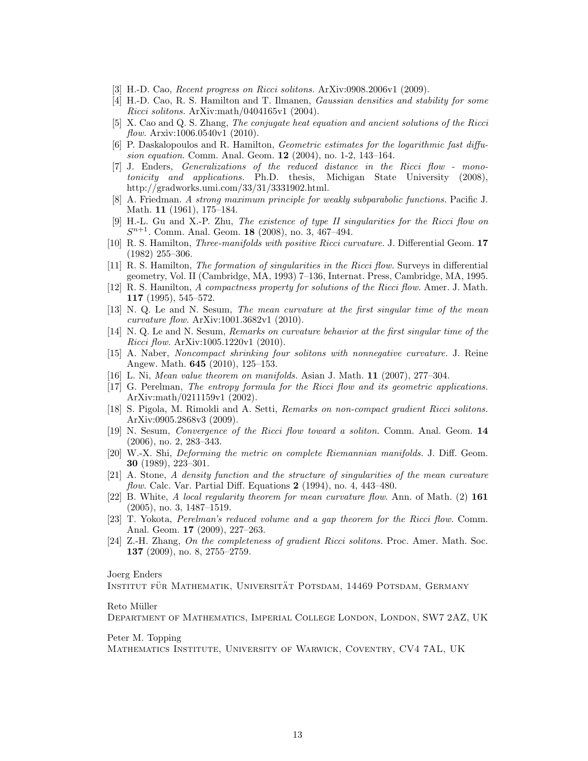[3] H.-D. Cao, *Recent progress on Ricci solitons.* ArXiv:0908.2006v1 (2009).

[4] H.-D. Cao, R. S. Hamilton and T. Ilmanen, *Gaussian densities and stability for some Ricci solitons.* ArXiv:math/0404165v1 (2004).

[5] X. Cao and Q. S. Zhang, *The conjugate heat equation and ancient solutions of the Ricci flow.* Arxiv:1006.0540v1 (2010).

[6] P. Daskalopoulos and R. Hamilton, *Geometric estimates for the logarithmic fast diffusion equation.* Comm. Anal. Geom. **12** (2004), no. 1-2, 143–164.

[7] J. Enders, *Generalizations of the reduced distance in the Ricci flow - monotonicity and applications.* Ph.D. thesis, Michigan State University (2008), http://gradworks.umi.com/33/31/3331902.html.

[8] A. Friedman. *A strong maximum principle for weakly subparabolic functions.* Pacific J. Math. **11** (1961), 175–184.

[9] H.-L. Gu and X.-P. Zhu, *The existence of type II singularities for the Ricci flow on $S^{n+1}$.* Comm. Anal. Geom. **18** (2008), no. 3, 467–494.

[10] R. S. Hamilton, *Three-manifolds with positive Ricci curvature.* J. Differential Geom. **17** (1982) 255–306.

[11] R. S. Hamilton, *The formation of singularities in the Ricci flow.* Surveys in differential geometry, Vol. II (Cambridge, MA, 1993) 7–136, Internat. Press, Cambridge, MA, 1995.

[12] R. S. Hamilton, *A compactness property for solutions of the Ricci flow.* Amer. J. Math. **117** (1995), 545–572.

[13] N. Q. Le and N. Sesum, *The mean curvature at the first singular time of the mean curvature flow.* ArXiv:1001.3682v1 (2010).

[14] N. Q. Le and N. Sesum, *Remarks on curvature behavior at the first singular time of the Ricci flow.* ArXiv:1005.1220v1 (2010).

[15] A. Naber, *Noncompact shrinking four solitons with nonnegative curvature.* J. Reine Angew. Math. **645** (2010), 125–153.

[16] L. Ni, *Mean value theorem on manifolds.* Asian J. Math. **11** (2007), 277–304.

[17] G. Perelman, *The entropy formula for the Ricci flow and its geometric applications.* ArXiv:math/0211159v1 (2002).

[18] S. Pigola, M. Rimoldi and A. Setti, *Remarks on non-compact gradient Ricci solitons.* ArXiv:0905.2868v3 (2009).

[19] N. Sesum, *Convergence of the Ricci flow toward a soliton.* Comm. Anal. Geom. **14** (2006), no. 2, 283–343.

[20] W.-X. Shi, *Deforming the metric on complete Riemannian manifolds.* J. Diff. Geom. **30** (1989), 223–301.

[21] A. Stone, *A density function and the structure of singularities of the mean curvature flow.* Calc. Var. Partial Diff. Equations **2** (1994), no. 4, 443–480.

[22] B. White, *A local regularity theorem for mean curvature flow.* Ann. of Math. (2) **161** (2005), no. 3, 1487–1519.

[23] T. Yokota, *Perelman's reduced volume and a gap theorem for the Ricci flow.* Comm. Anal. Geom. **17** (2009), 227–263.

[24] Z.-H. Zhang, *On the completeness of gradient Ricci solitons.* Proc. Amer. Math. Soc. **137** (2009), no. 8, 2755–2759.

Joerg Enders
Institut für Mathematik, Universität Potsdam, 14469 Potsdam, Germany

Reto Müller
Department of Mathematics, Imperial College London, London, SW7 2AZ, UK

Peter M. Topping
Mathematics Institute, University of Warwick, Coventry, CV4 7AL, UK